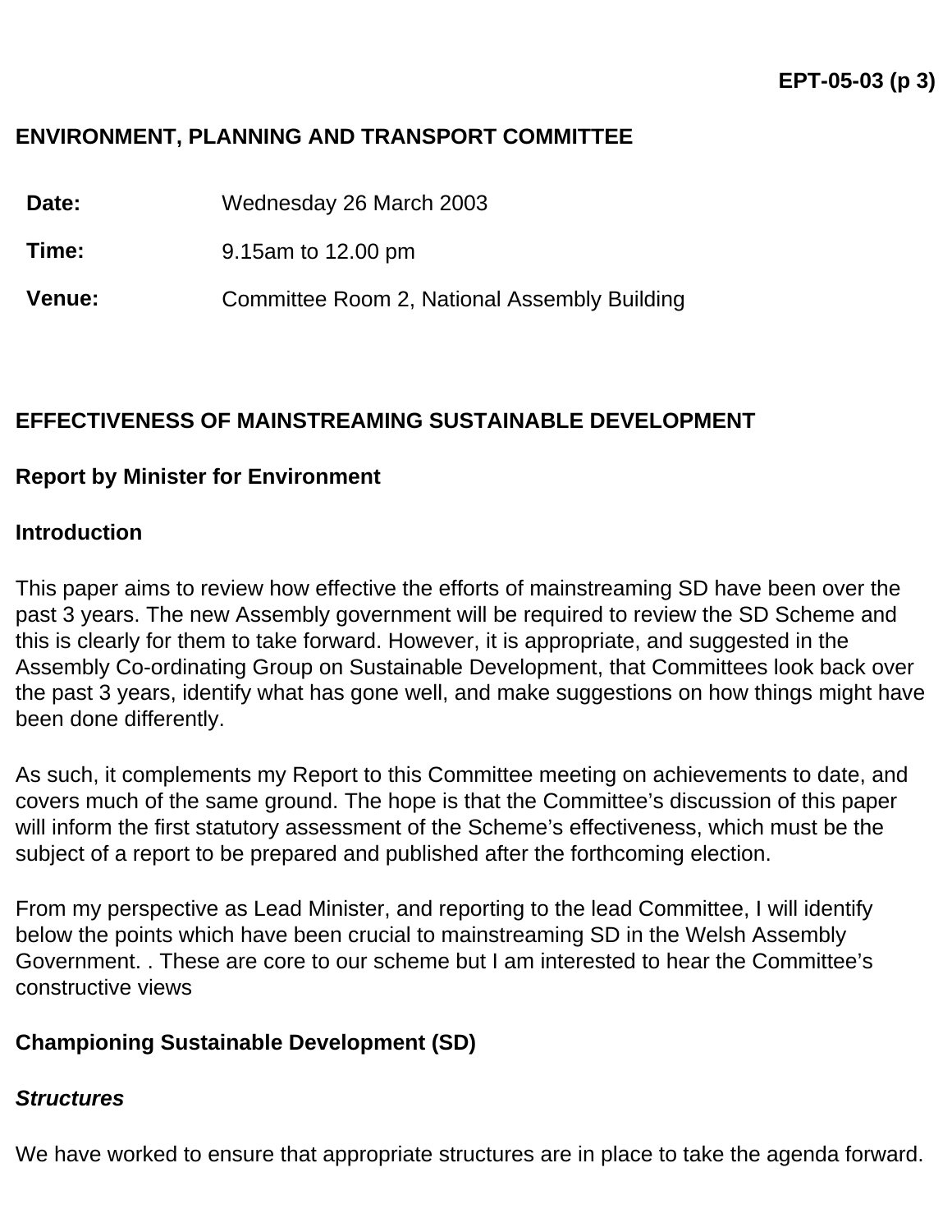**EPT-05-03 (p 3)**

**ENVIRONMENT, PLANNING AND TRANSPORT COMMITTEE**

| | |
|---|---|
| **Date:** | Wednesday 26 March 2003 |
| **Time:** | 9.15am to 12.00 pm |
| **Venue:** | Committee Room 2, National Assembly Building |

**EFFECTIVENESS OF MAINSTREAMING SUSTAINABLE DEVELOPMENT**

**Report by Minister for Environment**

**Introduction**

This paper aims to review how effective the efforts of mainstreaming SD have been over the past 3 years. The new Assembly government will be required to review the SD Scheme and this is clearly for them to take forward. However, it is appropriate, and suggested in the Assembly Co-ordinating Group on Sustainable Development, that Committees look back over the past 3 years, identify what has gone well, and make suggestions on how things might have been done differently.

As such, it complements my Report to this Committee meeting on achievements to date, and covers much of the same ground. The hope is that the Committee's discussion of this paper will inform the first statutory assessment of the Scheme's effectiveness, which must be the subject of a report to be prepared and published after the forthcoming election.

From my perspective as Lead Minister, and reporting to the lead Committee, I will identify below the points which have been crucial to mainstreaming SD in the Welsh Assembly Government. . These are core to our scheme but I am interested to hear the Committee's constructive views

**Championing Sustainable Development (SD)**

***Structures***

We have worked to ensure that appropriate structures are in place to take the agenda forward.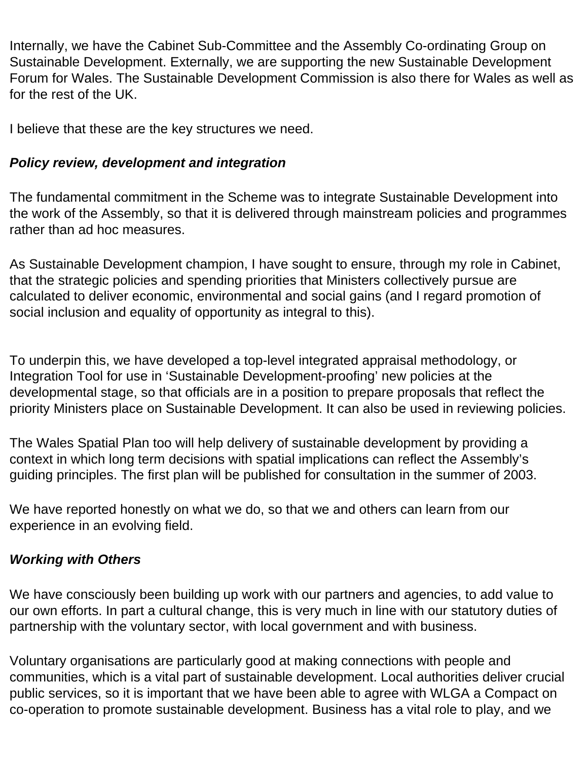Internally, we have the Cabinet Sub-Committee and the Assembly Co-ordinating Group on Sustainable Development. Externally, we are supporting the new Sustainable Development Forum for Wales. The Sustainable Development Commission is also there for Wales as well as for the rest of the UK.

I believe that these are the key structures we need.

***Policy review, development and integration***

The fundamental commitment in the Scheme was to integrate Sustainable Development into the work of the Assembly, so that it is delivered through mainstream policies and programmes rather than ad hoc measures.

As Sustainable Development champion, I have sought to ensure, through my role in Cabinet, that the strategic policies and spending priorities that Ministers collectively pursue are calculated to deliver economic, environmental and social gains (and I regard promotion of social inclusion and equality of opportunity as integral to this).

To underpin this, we have developed a top-level integrated appraisal methodology, or Integration Tool for use in 'Sustainable Development-proofing' new policies at the developmental stage, so that officials are in a position to prepare proposals that reflect the priority Ministers place on Sustainable Development. It can also be used in reviewing policies.

The Wales Spatial Plan too will help delivery of sustainable development by providing a context in which long term decisions with spatial implications can reflect the Assembly's guiding principles. The first plan will be published for consultation in the summer of 2003.

We have reported honestly on what we do, so that we and others can learn from our experience in an evolving field.

***Working with Others***

We have consciously been building up work with our partners and agencies, to add value to our own efforts. In part a cultural change, this is very much in line with our statutory duties of partnership with the voluntary sector, with local government and with business.

Voluntary organisations are particularly good at making connections with people and communities, which is a vital part of sustainable development. Local authorities deliver crucial public services, so it is important that we have been able to agree with WLGA a Compact on co-operation to promote sustainable development. Business has a vital role to play, and we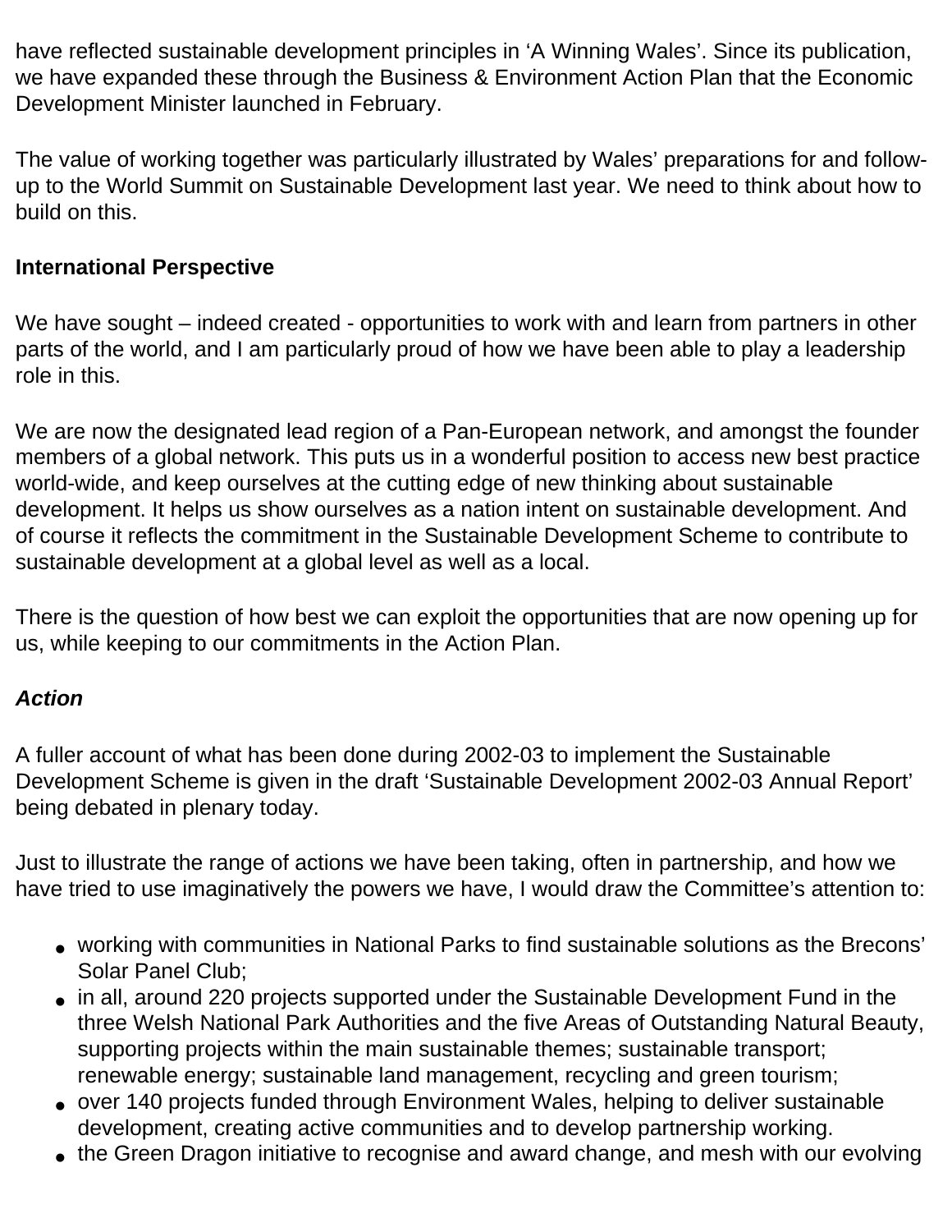have reflected sustainable development principles in ‘A Winning Wales’. Since its publication, we have expanded these through the Business & Environment Action Plan that the Economic Development Minister launched in February.

The value of working together was particularly illustrated by Wales’ preparations for and follow-up to the World Summit on Sustainable Development last year. We need to think about how to build on this.

**International Perspective**

We have sought – indeed created - opportunities to work with and learn from partners in other parts of the world, and I am particularly proud of how we have been able to play a leadership role in this.

We are now the designated lead region of a Pan-European network, and amongst the founder members of a global network. This puts us in a wonderful position to access new best practice world-wide, and keep ourselves at the cutting edge of new thinking about sustainable development. It helps us show ourselves as a nation intent on sustainable development. And of course it reflects the commitment in the Sustainable Development Scheme to contribute to sustainable development at a global level as well as a local.

There is the question of how best we can exploit the opportunities that are now opening up for us, while keeping to our commitments in the Action Plan.

***Action***

A fuller account of what has been done during 2002-03 to implement the Sustainable Development Scheme is given in the draft ‘Sustainable Development 2002-03 Annual Report’ being debated in plenary today.

Just to illustrate the range of actions we have been taking, often in partnership, and how we have tried to use imaginatively the powers we have, I would draw the Committee’s attention to:

- working with communities in National Parks to find sustainable solutions as the Brecons’ Solar Panel Club;
- in all, around 220 projects supported under the Sustainable Development Fund in the three Welsh National Park Authorities and the five Areas of Outstanding Natural Beauty, supporting projects within the main sustainable themes; sustainable transport; renewable energy; sustainable land management, recycling and green tourism;
- over 140 projects funded through Environment Wales, helping to deliver sustainable development, creating active communities and to develop partnership working.
- the Green Dragon initiative to recognise and award change, and mesh with our evolving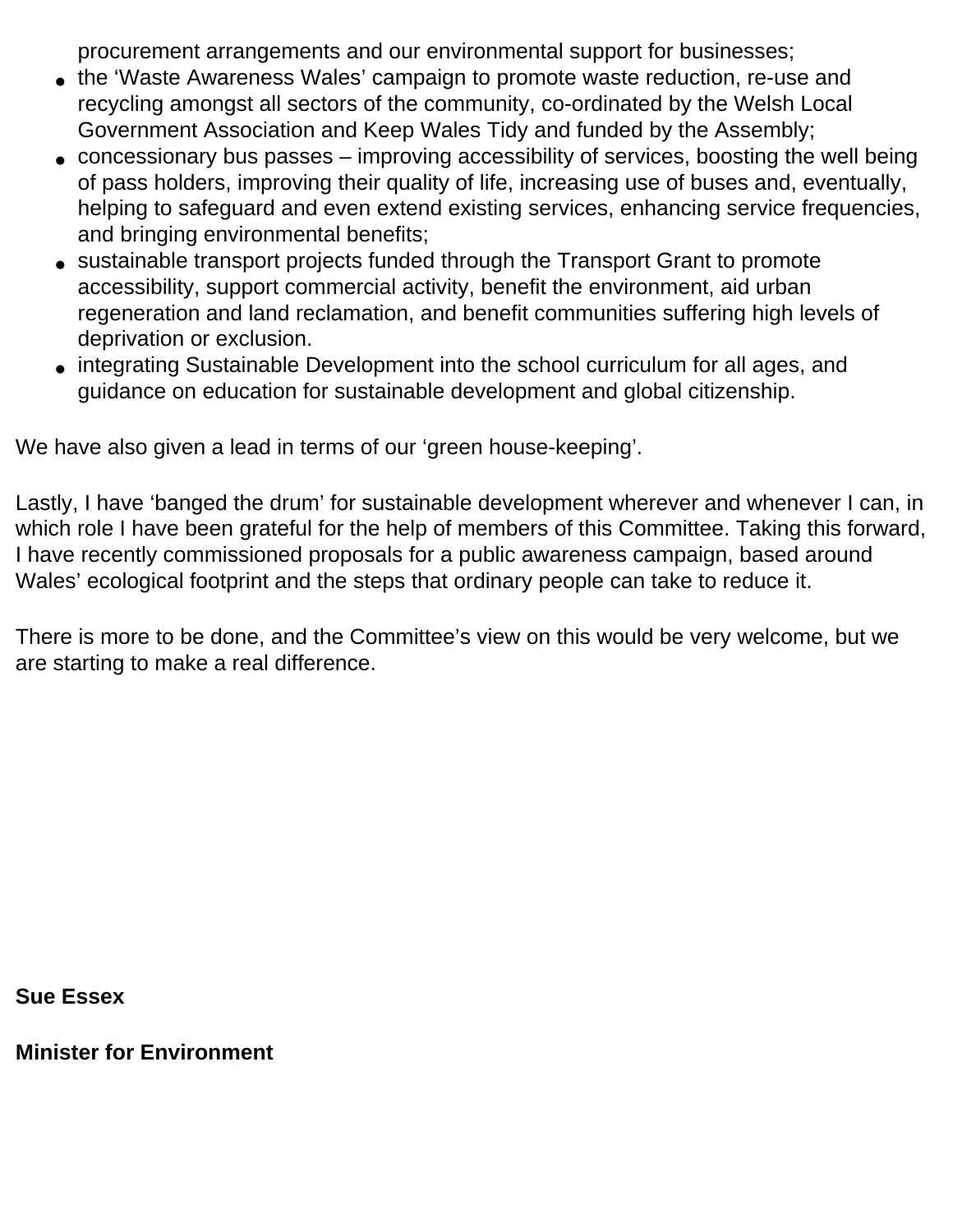procurement arrangements and our environmental support for businesses;

- the ‘Waste Awareness Wales’ campaign to promote waste reduction, re-use and recycling amongst all sectors of the community, co-ordinated by the Welsh Local Government Association and Keep Wales Tidy and funded by the Assembly;
- concessionary bus passes – improving accessibility of services, boosting the well being of pass holders, improving their quality of life, increasing use of buses and, eventually, helping to safeguard and even extend existing services, enhancing service frequencies, and bringing environmental benefits;
- sustainable transport projects funded through the Transport Grant to promote accessibility, support commercial activity, benefit the environment, aid urban regeneration and land reclamation, and benefit communities suffering high levels of deprivation or exclusion.
- integrating Sustainable Development into the school curriculum for all ages, and guidance on education for sustainable development and global citizenship.

We have also given a lead in terms of our ‘green house-keeping’.

Lastly, I have ‘banged the drum’ for sustainable development wherever and whenever I can, in which role I have been grateful for the help of members of this Committee. Taking this forward, I have recently commissioned proposals for a public awareness campaign, based around Wales’ ecological footprint and the steps that ordinary people can take to reduce it.

There is more to be done, and the Committee’s view on this would be very welcome, but we are starting to make a real difference.

**Sue Essex**

**Minister for Environment**